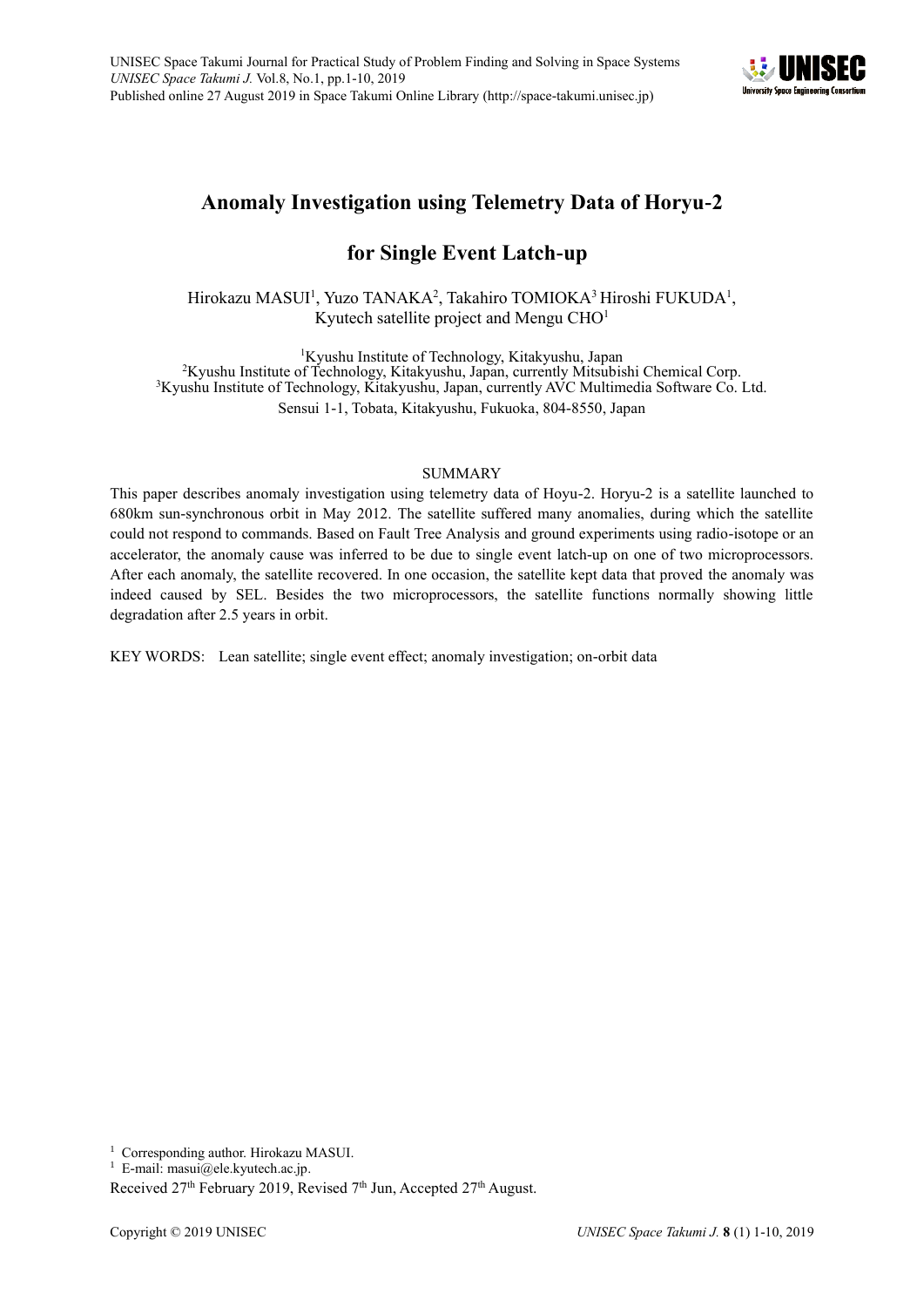# Anomaly Investigation using Telemetry Data of Horyu-2

# for Single Event Latch-up

Hirokazu MASUI[1], Yuzo TANAKA[2], Takahiro TOMIOKA[3] Hiroshi FUKUDA[1], Kyutech satellite project and Mengu CHO[1]

[1]Kyushu Institute of Technology, Kitakyushu, Japan
[2]Kyushu Institute of Technology, Kitakyushu, Japan, currently Mitsubishi Chemical Corp.
[3]Kyushu Institute of Technology, Kitakyushu, Japan, currently AVC Multimedia Software Co. Ltd.
Sensui 1-1, Tobata, Kitakyushu, Fukuoka, 804-8550, Japan

## SUMMARY

This paper describes anomaly investigation using telemetry data of Hoyu-2. Horyu-2 is a satellite launched to 680km sun-synchronous orbit in May 2012. The satellite suffered many anomalies, during which the satellite could not respond to commands. Based on Fault Tree Analysis and ground experiments using radio-isotope or an accelerator, the anomaly cause was inferred to be due to single event latch-up on one of two microprocessors. After each anomaly, the satellite recovered. In one occasion, the satellite kept data that proved the anomaly was indeed caused by SEL. Besides the two microprocessors, the satellite functions normally showing little degradation after 2.5 years in orbit.

KEY WORDS: Lean satellite; single event effect; anomaly investigation; on-orbit data

[1] Corresponding author. Hirokazu MASUI.
[1] E-mail: masui@ele.kyutech.ac.jp.

Received 27th February 2019, Revised 7th Jun, Accepted 27th August.

Copyright © 2019 UNISEC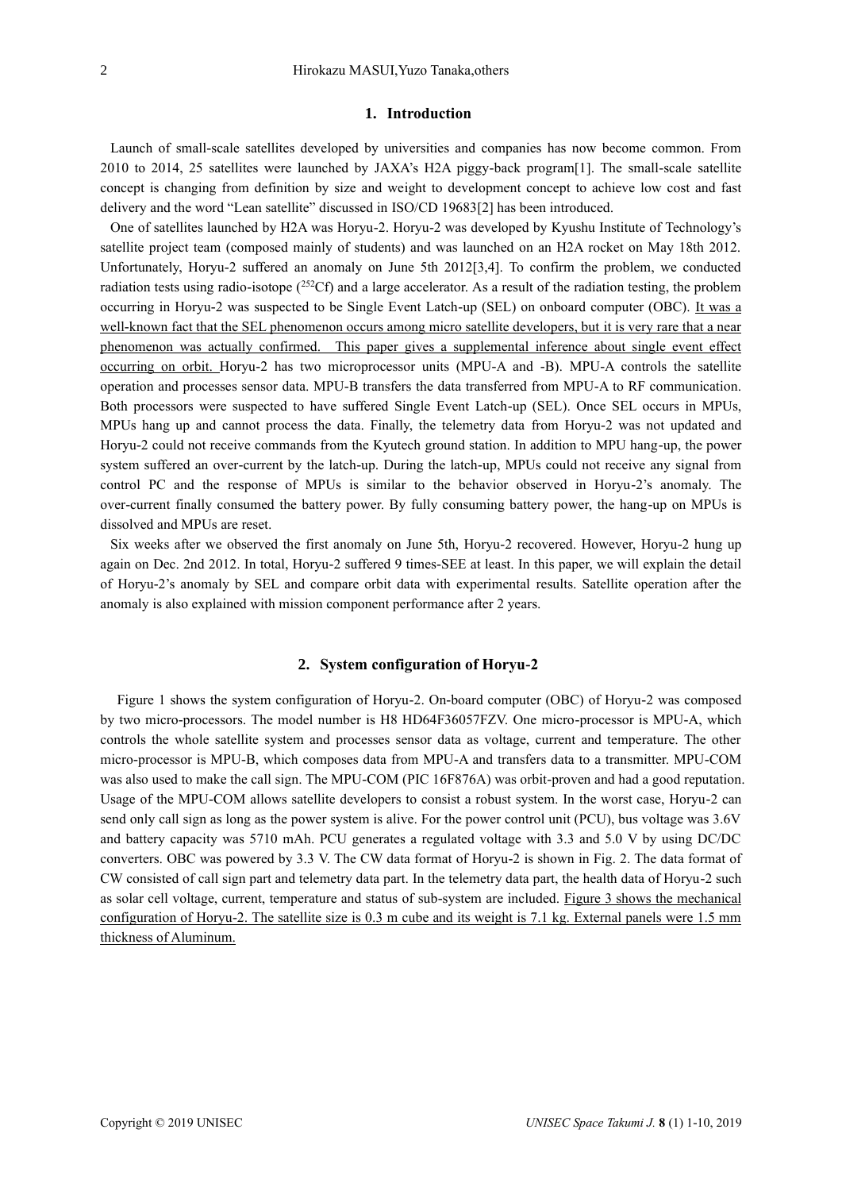## 1. Introduction

Launch of small-scale satellites developed by universities and companies has now become common. From 2010 to 2014, 25 satellites were launched by JAXA's H2A piggy-back program[1]. The small-scale satellite concept is changing from definition by size and weight to development concept to achieve low cost and fast delivery and the word "Lean satellite" discussed in ISO/CD 19683[2] has been introduced.

One of satellites launched by H2A was Horyu-2. Horyu-2 was developed by Kyushu Institute of Technology's satellite project team (composed mainly of students) and was launched on an H2A rocket on May 18th 2012. Unfortunately, Horyu-2 suffered an anomaly on June 5th 2012[3,4]. To confirm the problem, we conducted radiation tests using radio-isotope ($^{252}$Cf) and a large accelerator. As a result of the radiation testing, the problem occurring in Horyu-2 was suspected to be Single Event Latch-up (SEL) on onboard computer (OBC). It was a well-known fact that the SEL phenomenon occurs among micro satellite developers, but it is very rare that a near phenomenon was actually confirmed. This paper gives a supplemental inference about single event effect occurring on orbit. Horyu-2 has two microprocessor units (MPU-A and -B). MPU-A controls the satellite operation and processes sensor data. MPU-B transfers the data transferred from MPU-A to RF communication. Both processors were suspected to have suffered Single Event Latch-up (SEL). Once SEL occurs in MPUs, MPUs hang up and cannot process the data. Finally, the telemetry data from Horyu-2 was not updated and Horyu-2 could not receive commands from the Kyutech ground station. In addition to MPU hang-up, the power system suffered an over-current by the latch-up. During the latch-up, MPUs could not receive any signal from control PC and the response of MPUs is similar to the behavior observed in Horyu-2's anomaly. The over-current finally consumed the battery power. By fully consuming battery power, the hang-up on MPUs is dissolved and MPUs are reset.

Six weeks after we observed the first anomaly on June 5th, Horyu-2 recovered. However, Horyu-2 hung up again on Dec. 2nd 2012. In total, Horyu-2 suffered 9 times-SEE at least. In this paper, we will explain the detail of Horyu-2's anomaly by SEL and compare orbit data with experimental results. Satellite operation after the anomaly is also explained with mission component performance after 2 years.

## 2. System configuration of Horyu-2

Figure 1 shows the system configuration of Horyu-2. On-board computer (OBC) of Horyu-2 was composed by two micro-processors. The model number is H8 HD64F36057FZV. One micro-processor is MPU-A, which controls the whole satellite system and processes sensor data as voltage, current and temperature. The other micro-processor is MPU-B, which composes data from MPU-A and transfers data to a transmitter. MPU-COM was also used to make the call sign. The MPU-COM (PIC 16F876A) was orbit-proven and had a good reputation. Usage of the MPU-COM allows satellite developers to consist a robust system. In the worst case, Horyu-2 can send only call sign as long as the power system is alive. For the power control unit (PCU), bus voltage was 3.6V and battery capacity was 5710 mAh. PCU generates a regulated voltage with 3.3 and 5.0 V by using DC/DC converters. OBC was powered by 3.3 V. The CW data format of Horyu-2 is shown in Fig. 2. The data format of CW consisted of call sign part and telemetry data part. In the telemetry data part, the health data of Horyu-2 such as solar cell voltage, current, temperature and status of sub-system are included. Figure 3 shows the mechanical configuration of Horyu-2. The satellite size is 0.3 m cube and its weight is 7.1 kg. External panels were 1.5 mm thickness of Aluminum.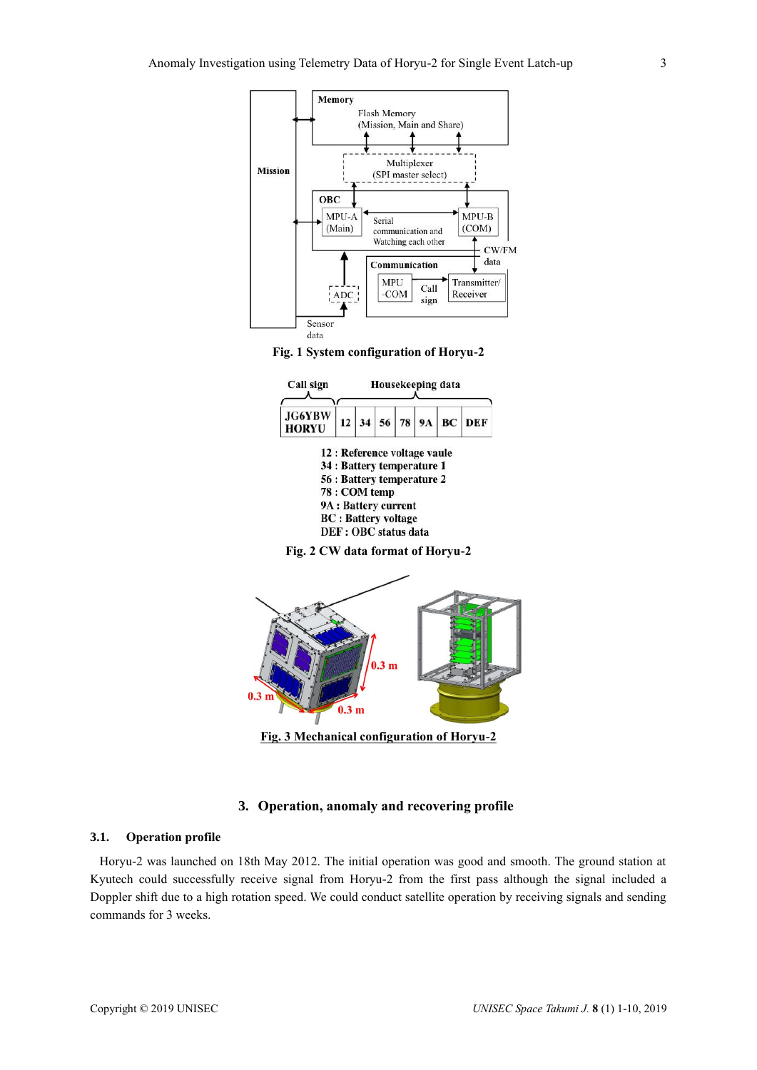Fig. 1 System configuration of Horyu-2

| Call sign | Housekeeping data | | | | | | |
|---|---|---|---|---|---|---|---|
| JG6YBW HORYU | 12 | 34 | 56 | 78 | 9A | BC | DEF |

12 : Reference voltage vaule
34 : Battery temperature 1
56 : Battery temperature 2
78 : COM temp
9A : Battery current
BC : Battery voltage
DEF : OBC status data

Fig. 2 CW data format of Horyu-2

Fig. 3 Mechanical configuration of Horyu-2

## 3. Operation, anomaly and recovering profile

### 3.1. Operation profile

Horyu-2 was launched on 18th May 2012. The initial operation was good and smooth. The ground station at Kyutech could successfully receive signal from Horyu-2 from the first pass although the signal included a Doppler shift due to a high rotation speed. We could conduct satellite operation by receiving signals and sending commands for 3 weeks.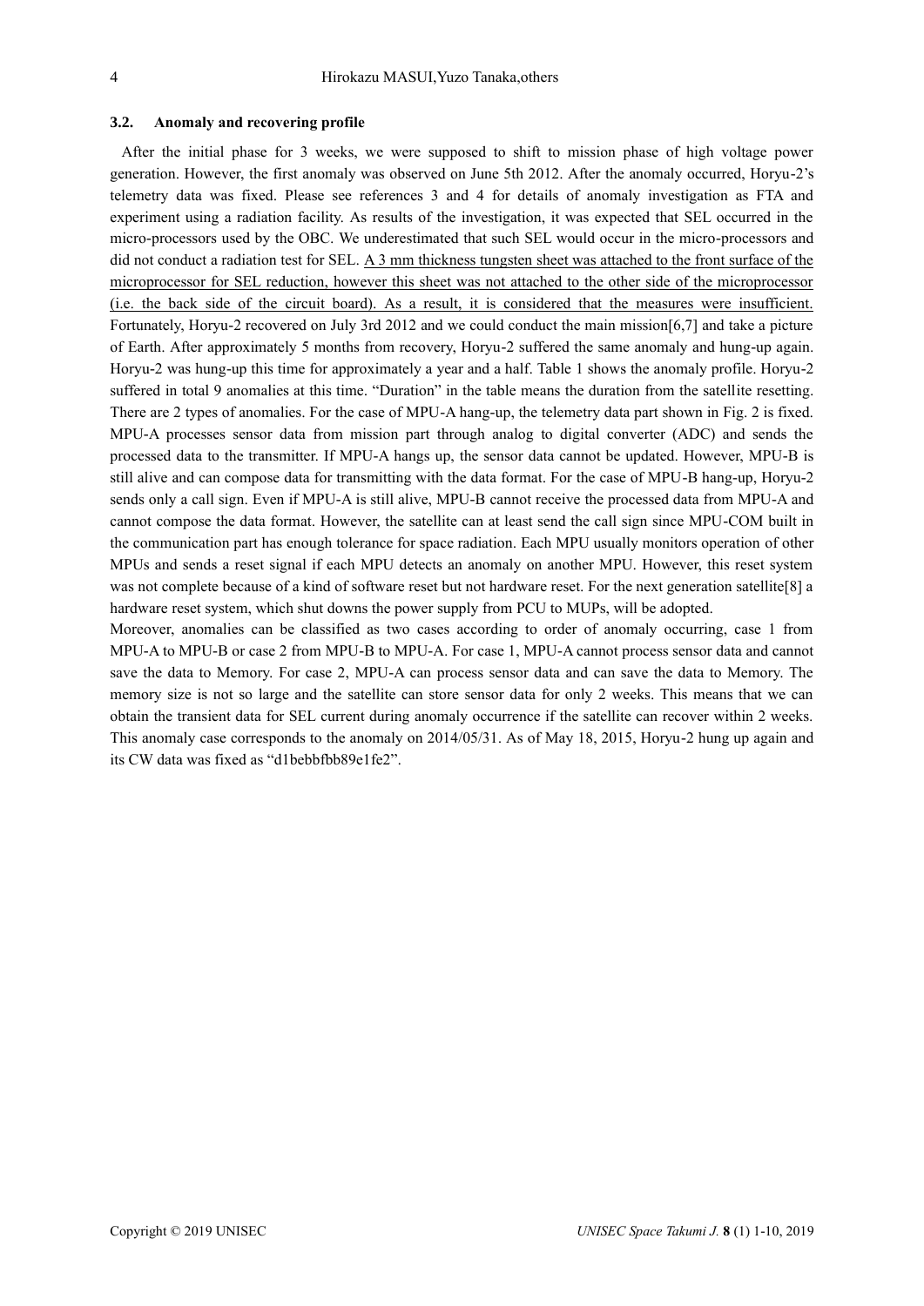### 3.2. Anomaly and recovering profile

After the initial phase for 3 weeks, we were supposed to shift to mission phase of high voltage power generation. However, the first anomaly was observed on June 5th 2012. After the anomaly occurred, Horyu-2's telemetry data was fixed. Please see references 3 and 4 for details of anomaly investigation as FTA and experiment using a radiation facility. As results of the investigation, it was expected that SEL occurred in the micro-processors used by the OBC. We underestimated that such SEL would occur in the micro-processors and did not conduct a radiation test for SEL. <u>A 3 mm thickness tungsten sheet was attached to the front surface of the microprocessor for SEL reduction, however this sheet was not attached to the other side of the microprocessor (i.e. the back side of the circuit board). As a result, it is considered that the measures were insufficient.</u> Fortunately, Horyu-2 recovered on July 3rd 2012 and we could conduct the main mission[6,7] and take a picture of Earth. After approximately 5 months from recovery, Horyu-2 suffered the same anomaly and hung-up again. Horyu-2 was hung-up this time for approximately a year and a half. Table 1 shows the anomaly profile. Horyu-2 suffered in total 9 anomalies at this time. "Duration" in the table means the duration from the satellite resetting. There are 2 types of anomalies. For the case of MPU-A hang-up, the telemetry data part shown in Fig. 2 is fixed. MPU-A processes sensor data from mission part through analog to digital converter (ADC) and sends the processed data to the transmitter. If MPU-A hangs up, the sensor data cannot be updated. However, MPU-B is still alive and can compose data for transmitting with the data format. For the case of MPU-B hang-up, Horyu-2 sends only a call sign. Even if MPU-A is still alive, MPU-B cannot receive the processed data from MPU-A and cannot compose the data format. However, the satellite can at least send the call sign since MPU-COM built in the communication part has enough tolerance for space radiation. Each MPU usually monitors operation of other MPUs and sends a reset signal if each MPU detects an anomaly on another MPU. However, this reset system was not complete because of a kind of software reset but not hardware reset. For the next generation satellite[8] a hardware reset system, which shut downs the power supply from PCU to MUPs, will be adopted.

Moreover, anomalies can be classified as two cases according to order of anomaly occurring, case 1 from MPU-A to MPU-B or case 2 from MPU-B to MPU-A. For case 1, MPU-A cannot process sensor data and cannot save the data to Memory. For case 2, MPU-A can process sensor data and can save the data to Memory. The memory size is not so large and the satellite can store sensor data for only 2 weeks. This means that we can obtain the transient data for SEL current during anomaly occurrence if the satellite can recover within 2 weeks. This anomaly case corresponds to the anomaly on 2014/05/31. As of May 18, 2015, Horyu-2 hung up again and its CW data was fixed as "d1bebbfbb89e1fe2".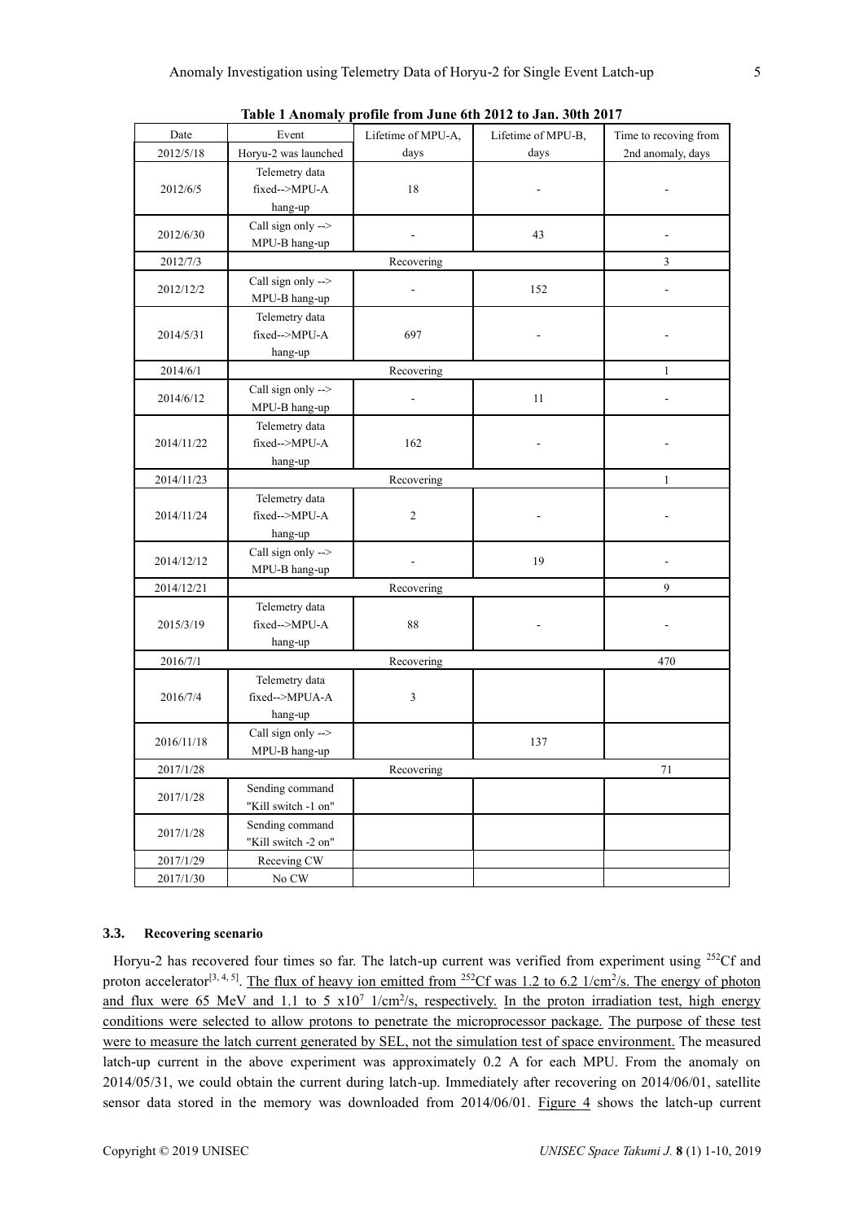**Table 1 Anomaly profile from June 6th 2012 to Jan. 30th 2017**

| Date | Event | Lifetime of MPU-A, days | Lifetime of MPU-B, days | Time to recoving from 2nd anomaly, days |
|---|---|---|---|---|
| 2012/5/18 | Horyu-2 was launched | | | |
| 2012/6/5 | Telemetry data fixed-->MPU-A hang-up | 18 | - | - |
| 2012/6/30 | Call sign only --> MPU-B hang-up | - | 43 | - |
| 2012/7/3 | Recovering | | | 3 |
| 2012/12/2 | Call sign only --> MPU-B hang-up | - | 152 | - |
| 2014/5/31 | Telemetry data fixed-->MPU-A hang-up | 697 | - | - |
| 2014/6/1 | Recovering | | | 1 |
| 2014/6/12 | Call sign only --> MPU-B hang-up | - | 11 | - |
| 2014/11/22 | Telemetry data fixed-->MPU-A hang-up | 162 | - | - |
| 2014/11/23 | Recovering | | | 1 |
| 2014/11/24 | Telemetry data fixed-->MPU-A hang-up | 2 | - | - |
| 2014/12/12 | Call sign only --> MPU-B hang-up | - | 19 | - |
| 2014/12/21 | Recovering | | | 9 |
| 2015/3/19 | Telemetry data fixed-->MPU-A hang-up | 88 | - | - |
| 2016/7/1 | Recovering | | | 470 |
| 2016/7/4 | Telemetry data fixed-->MPUA-A hang-up | 3 | | |
| 2016/11/18 | Call sign only --> MPU-B hang-up | | 137 | |
| 2017/1/28 | Recovering | | | 71 |
| 2017/1/28 | Sending command "Kill switch -1 on" | | | |
| 2017/1/28 | Sending command "Kill switch -2 on" | | | |
| 2017/1/29 | Receving CW | | | |
| 2017/1/30 | No CW | | | |

### 3.3. Recovering scenario

Horyu-2 has recovered four times so far. The latch-up current was verified from experiment using $^{252}$Cf and proton accelerator[3, 4, 5]. The flux of heavy ion emitted from $^{252}$Cf was 1.2 to 6.2 1/cm$^2$/s. The energy of photon and flux were 65 MeV and 1.1 to 5 x10$^7$ 1/cm$^2$/s, respectively. In the proton irradiation test, high energy conditions were selected to allow protons to penetrate the microprocessor package. The purpose of these test were to measure the latch current generated by SEL, not the simulation test of space environment. The measured latch-up current in the above experiment was approximately 0.2 A for each MPU. From the anomaly on 2014/05/31, we could obtain the current during latch-up. Immediately after recovering on 2014/06/01, satellite sensor data stored in the memory was downloaded from 2014/06/01. Figure 4 shows the latch-up current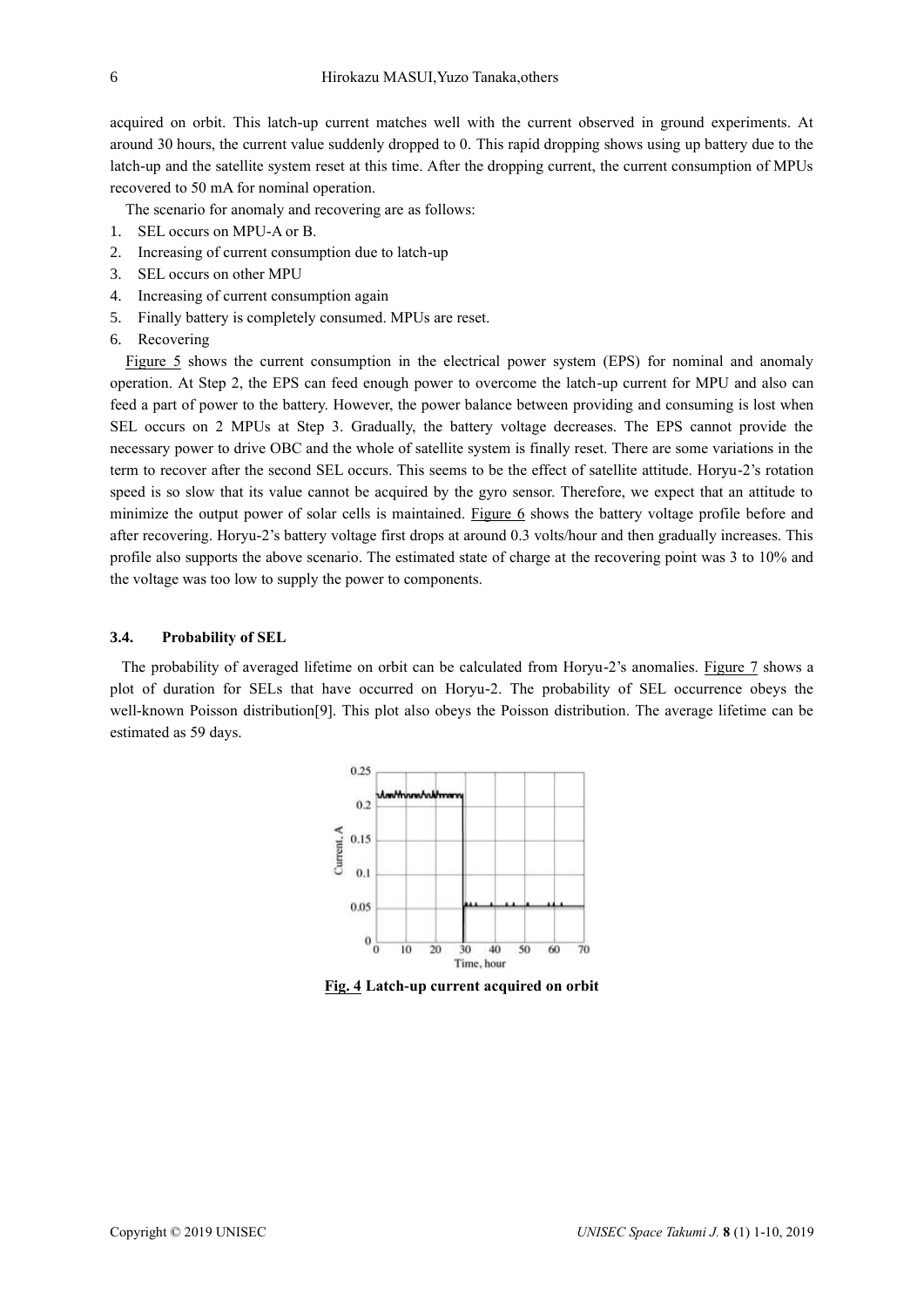acquired on orbit. This latch-up current matches well with the current observed in ground experiments. At around 30 hours, the current value suddenly dropped to 0. This rapid dropping shows using up battery due to the latch-up and the satellite system reset at this time. After the dropping current, the current consumption of MPUs recovered to 50 mA for nominal operation.

The scenario for anomaly and recovering are as follows:

1. SEL occurs on MPU-A or B.
2. Increasing of current consumption due to latch-up
3. SEL occurs on other MPU
4. Increasing of current consumption again
5. Finally battery is completely consumed. MPUs are reset.
6. Recovering

Figure 5 shows the current consumption in the electrical power system (EPS) for nominal and anomaly operation. At Step 2, the EPS can feed enough power to overcome the latch-up current for MPU and also can feed a part of power to the battery. However, the power balance between providing and consuming is lost when SEL occurs on 2 MPUs at Step 3. Gradually, the battery voltage decreases. The EPS cannot provide the necessary power to drive OBC and the whole of satellite system is finally reset. There are some variations in the term to recover after the second SEL occurs. This seems to be the effect of satellite attitude. Horyu-2's rotation speed is so slow that its value cannot be acquired by the gyro sensor. Therefore, we expect that an attitude to minimize the output power of solar cells is maintained. Figure 6 shows the battery voltage profile before and after recovering. Horyu-2's battery voltage first drops at around 0.3 volts/hour and then gradually increases. This profile also supports the above scenario. The estimated state of charge at the recovering point was 3 to 10% and the voltage was too low to supply the power to components.

### 3.4. Probability of SEL

The probability of averaged lifetime on orbit can be calculated from Horyu-2's anomalies. Figure 7 shows a plot of duration for SELs that have occurred on Horyu-2. The probability of SEL occurrence obeys the well-known Poisson distribution[9]. This plot also obeys the Poisson distribution. The average lifetime can be estimated as 59 days.

**Fig. 4 Latch-up current acquired on orbit**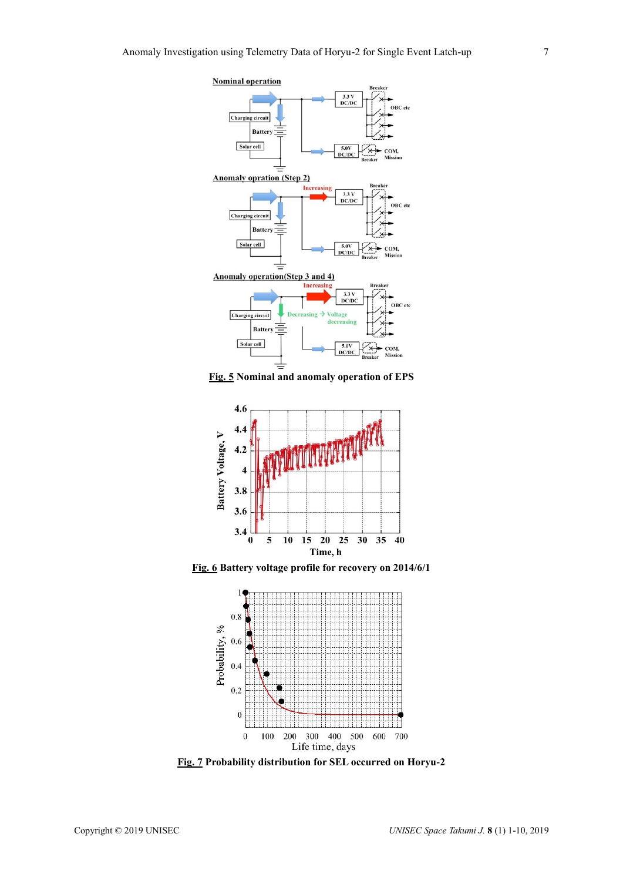Fig. 5 Nominal and anomaly operation of EPS

Fig. 6 Battery voltage profile for recovery on 2014/6/1

Fig. 7 Probability distribution for SEL occurred on Horyu-2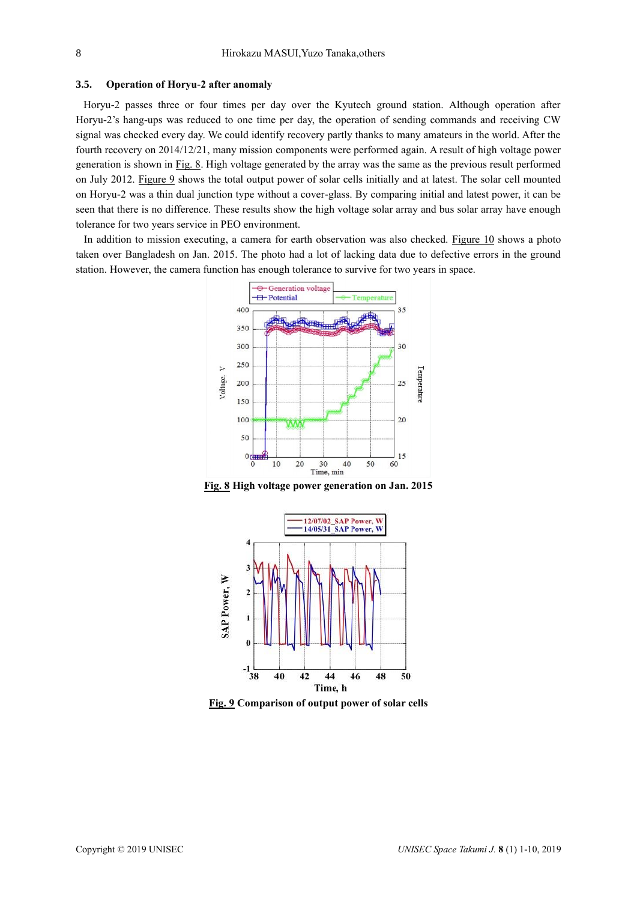### 3.5. Operation of Horyu-2 after anomaly

Horyu-2 passes three or four times per day over the Kyutech ground station. Although operation after Horyu-2's hang-ups was reduced to one time per day, the operation of sending commands and receiving CW signal was checked every day. We could identify recovery partly thanks to many amateurs in the world. After the fourth recovery on 2014/12/21, many mission components were performed again. A result of high voltage power generation is shown in Fig. 8. High voltage generated by the array was the same as the previous result performed on July 2012. Figure 9 shows the total output power of solar cells initially and at latest. The solar cell mounted on Horyu-2 was a thin dual junction type without a cover-glass. By comparing initial and latest power, it can be seen that there is no difference. These results show the high voltage solar array and bus solar array have enough tolerance for two years service in PEO environment.

In addition to mission executing, a camera for earth observation was also checked. Figure 10 shows a photo taken over Bangladesh on Jan. 2015. The photo had a lot of lacking data due to defective errors in the ground station. However, the camera function has enough tolerance to survive for two years in space.

**Fig. 8 High voltage power generation on Jan. 2015**

**Fig. 9 Comparison of output power of solar cells**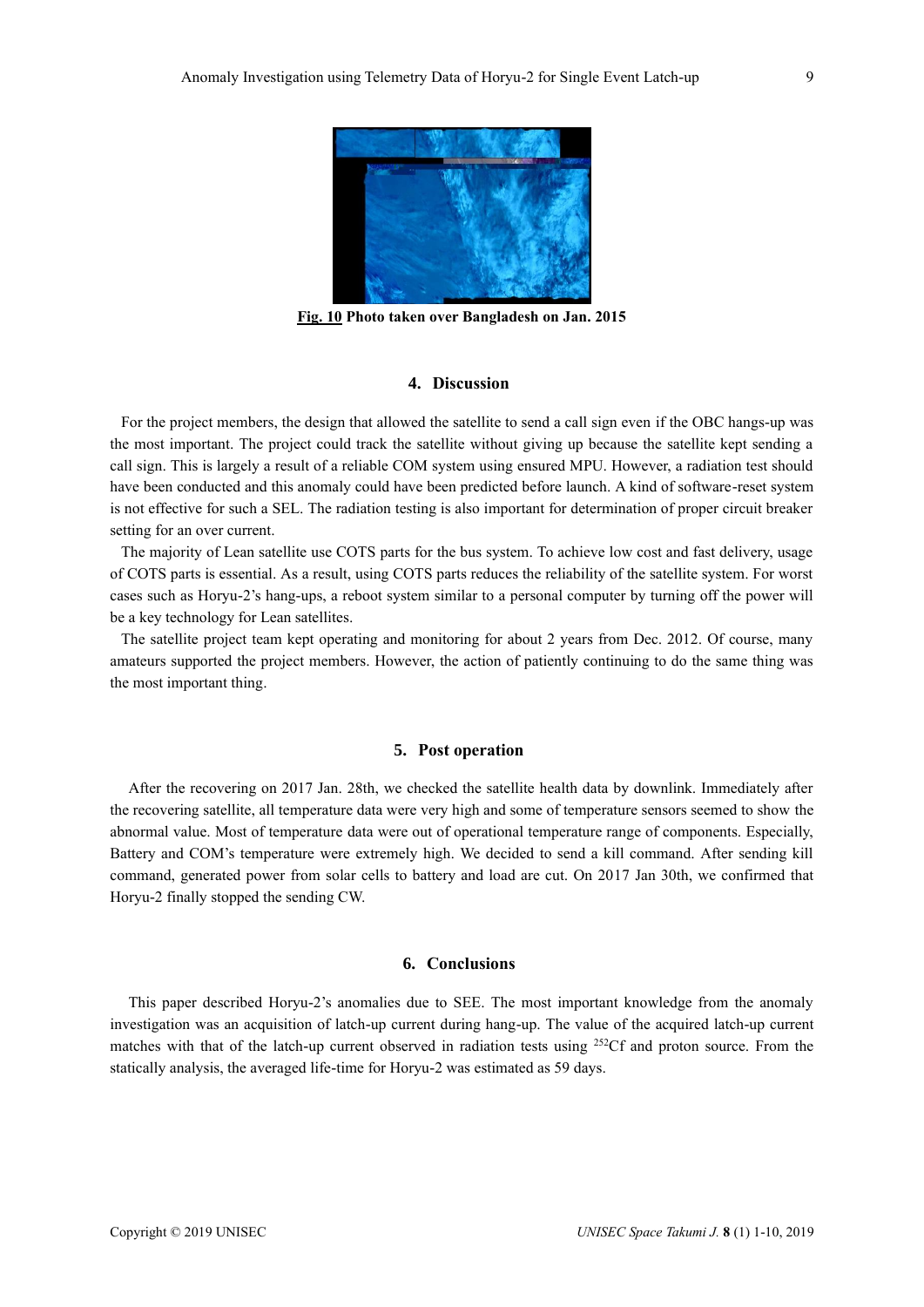**Fig. 10 Photo taken over Bangladesh on Jan. 2015**

## 4. Discussion

For the project members, the design that allowed the satellite to send a call sign even if the OBC hangs-up was the most important. The project could track the satellite without giving up because the satellite kept sending a call sign. This is largely a result of a reliable COM system using ensured MPU. However, a radiation test should have been conducted and this anomaly could have been predicted before launch. A kind of software-reset system is not effective for such a SEL. The radiation testing is also important for determination of proper circuit breaker setting for an over current.

The majority of Lean satellite use COTS parts for the bus system. To achieve low cost and fast delivery, usage of COTS parts is essential. As a result, using COTS parts reduces the reliability of the satellite system. For worst cases such as Horyu-2's hang-ups, a reboot system similar to a personal computer by turning off the power will be a key technology for Lean satellites.

The satellite project team kept operating and monitoring for about 2 years from Dec. 2012. Of course, many amateurs supported the project members. However, the action of patiently continuing to do the same thing was the most important thing.

## 5. Post operation

After the recovering on 2017 Jan. 28th, we checked the satellite health data by downlink. Immediately after the recovering satellite, all temperature data were very high and some of temperature sensors seemed to show the abnormal value. Most of temperature data were out of operational temperature range of components. Especially, Battery and COM's temperature were extremely high. We decided to send a kill command. After sending kill command, generated power from solar cells to battery and load are cut. On 2017 Jan 30th, we confirmed that Horyu-2 finally stopped the sending CW.

## 6. Conclusions

This paper described Horyu-2's anomalies due to SEE. The most important knowledge from the anomaly investigation was an acquisition of latch-up current during hang-up. The value of the acquired latch-up current matches with that of the latch-up current observed in radiation tests using $^{252}$Cf and proton source. From the statically analysis, the averaged life-time for Horyu-2 was estimated as 59 days.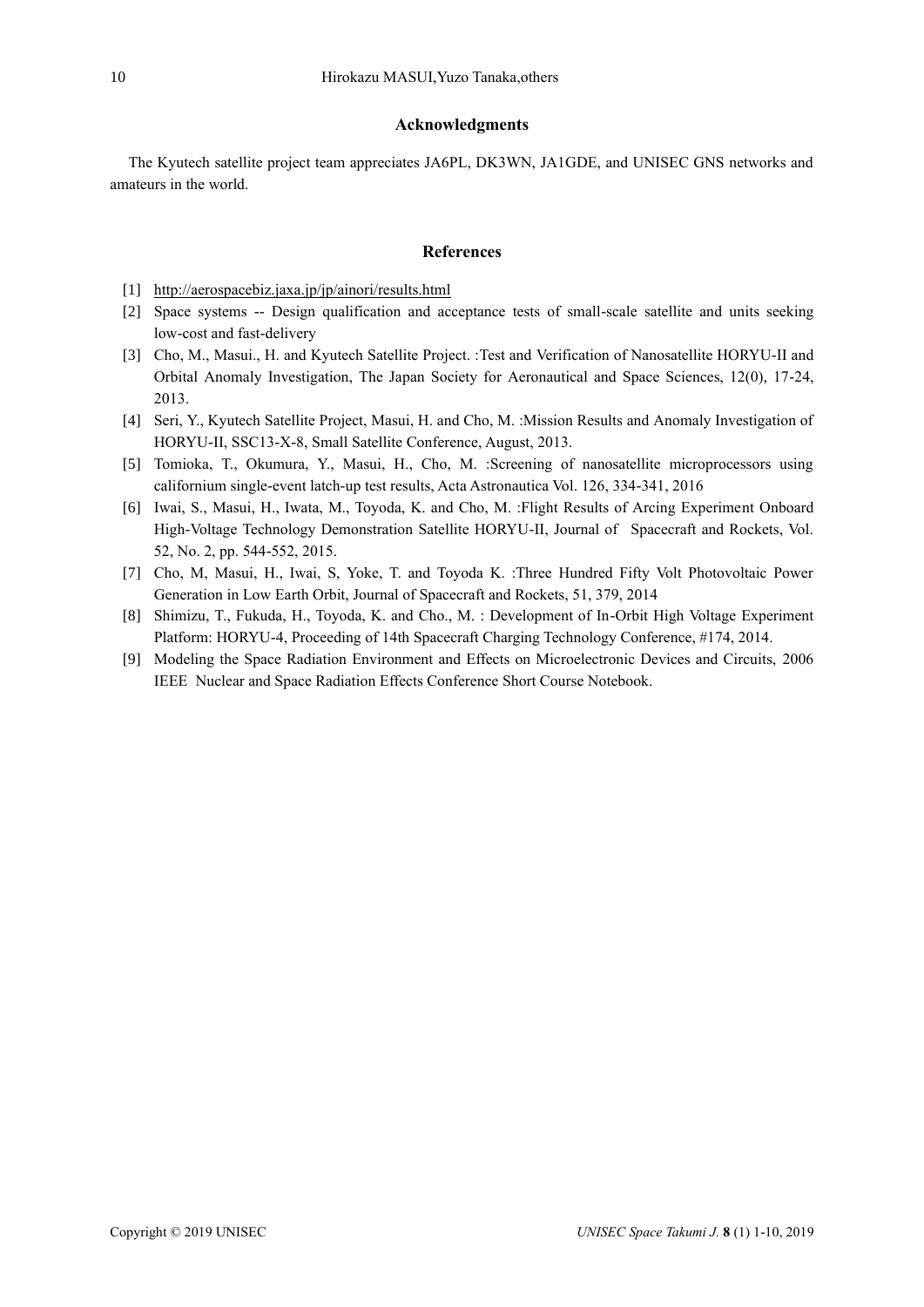## Acknowledgments

The Kyutech satellite project team appreciates JA6PL, DK3WN, JA1GDE, and UNISEC GNS networks and amateurs in the world.

## References

[1] http://aerospacebiz.jaxa.jp/jp/ainori/results.html

[2] Space systems -- Design qualification and acceptance tests of small-scale satellite and units seeking low-cost and fast-delivery

[3] Cho, M., Masui., H. and Kyutech Satellite Project. :Test and Verification of Nanosatellite HORYU-II and Orbital Anomaly Investigation, The Japan Society for Aeronautical and Space Sciences, 12(0), 17-24, 2013.

[4] Seri, Y., Kyutech Satellite Project, Masui, H. and Cho, M. :Mission Results and Anomaly Investigation of HORYU-II, SSC13-X-8, Small Satellite Conference, August, 2013.

[5] Tomioka, T., Okumura, Y., Masui, H., Cho, M. :Screening of nanosatellite microprocessors using californium single-event latch-up test results, Acta Astronautica Vol. 126, 334-341, 2016

[6] Iwai, S., Masui, H., Iwata, M., Toyoda, K. and Cho, M. :Flight Results of Arcing Experiment Onboard High-Voltage Technology Demonstration Satellite HORYU-II, Journal of Spacecraft and Rockets, Vol. 52, No. 2, pp. 544-552, 2015.

[7] Cho, M, Masui, H., Iwai, S, Yoke, T. and Toyoda K. :Three Hundred Fifty Volt Photovoltaic Power Generation in Low Earth Orbit, Journal of Spacecraft and Rockets, 51, 379, 2014

[8] Shimizu, T., Fukuda, H., Toyoda, K. and Cho., M. : Development of In-Orbit High Voltage Experiment Platform: HORYU-4, Proceeding of 14th Spacecraft Charging Technology Conference, #174, 2014.

[9] Modeling the Space Radiation Environment and Effects on Microelectronic Devices and Circuits, 2006 IEEE Nuclear and Space Radiation Effects Conference Short Course Notebook.